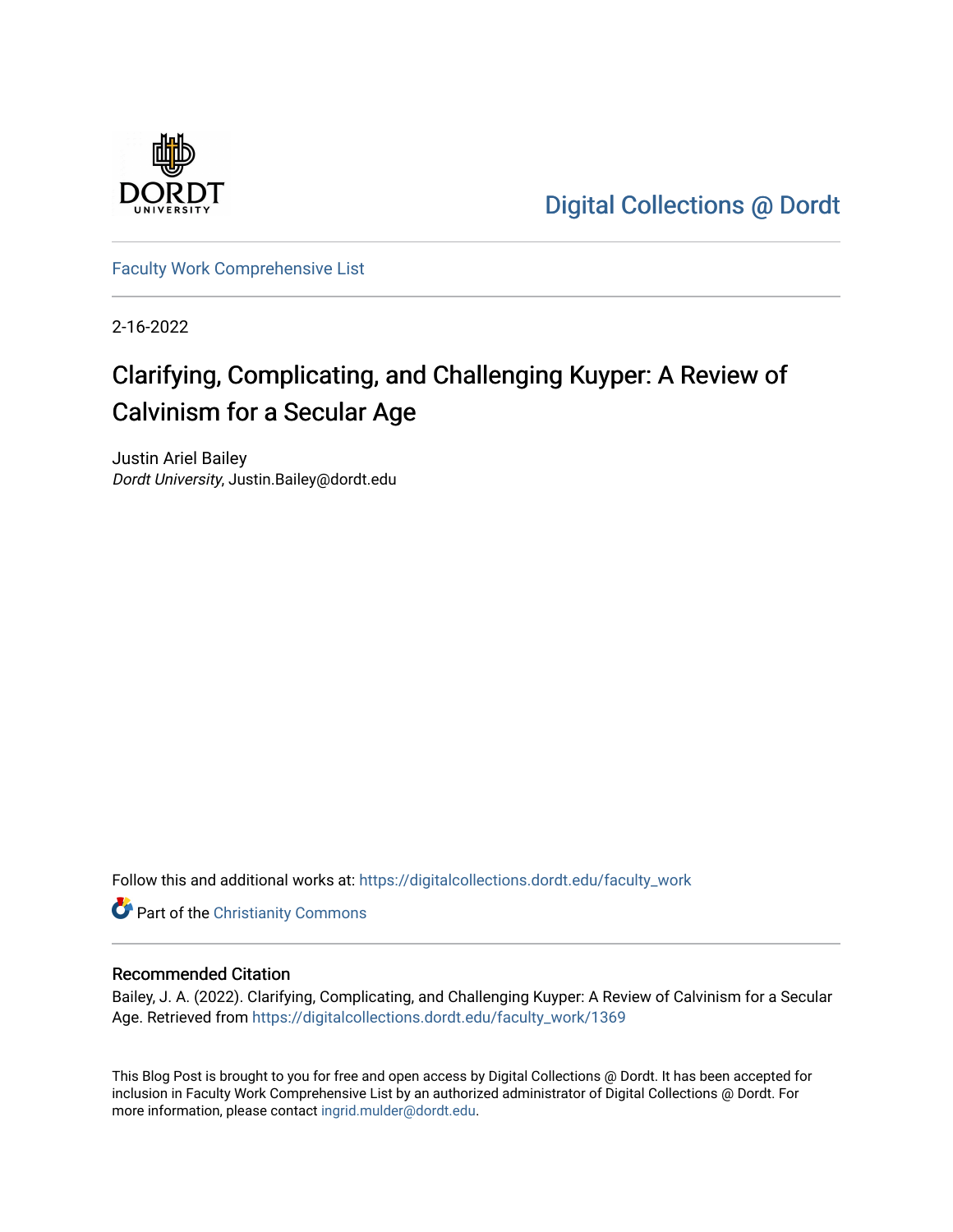Digital Collections @ Dordt

Faculty Work Comprehensive List

2-16-2022

# Clarifying, Complicating, and Challenging Kuyper: A Review of Calvinism for a Secular Age

Justin Ariel Bailey
*Dordt University*, Justin.Bailey@dordt.edu

Follow this and additional works at: https://digitalcollections.dordt.edu/faculty_work

Part of the Christianity Commons

## Recommended Citation

Bailey, J. A. (2022). Clarifying, Complicating, and Challenging Kuyper: A Review of Calvinism for a Secular Age. Retrieved from https://digitalcollections.dordt.edu/faculty_work/1369

This Blog Post is brought to you for free and open access by Digital Collections @ Dordt. It has been accepted for inclusion in Faculty Work Comprehensive List by an authorized administrator of Digital Collections @ Dordt. For more information, please contact ingrid.mulder@dordt.edu.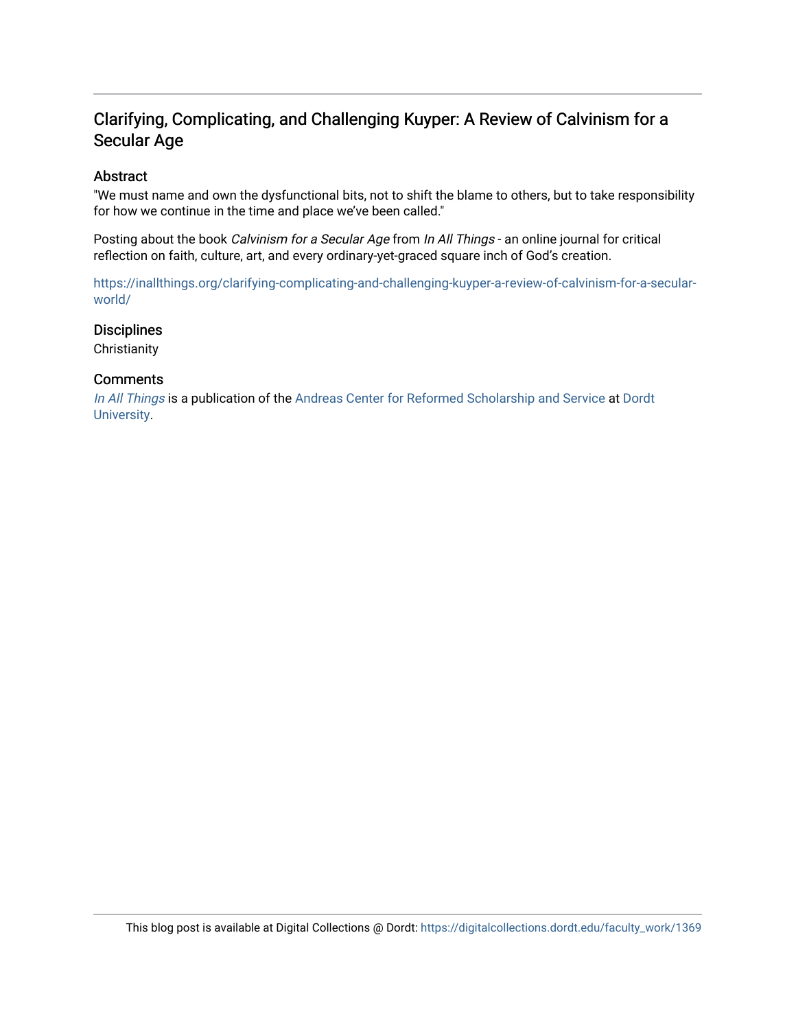# Clarifying, Complicating, and Challenging Kuyper: A Review of Calvinism for a Secular Age

## Abstract

"We must name and own the dysfunctional bits, not to shift the blame to others, but to take responsibility for how we continue in the time and place we've been called."

Posting about the book *Calvinism for a Secular Age* from *In All Things* - an online journal for critical reflection on faith, culture, art, and every ordinary-yet-graced square inch of God's creation.

https://inallthings.org/clarifying-complicating-and-challenging-kuyper-a-review-of-calvinism-for-a-secular-world/

## Disciplines

Christianity

## Comments

*In All Things* is a publication of the Andreas Center for Reformed Scholarship and Service at Dordt University.

This blog post is available at Digital Collections @ Dordt: https://digitalcollections.dordt.edu/faculty_work/1369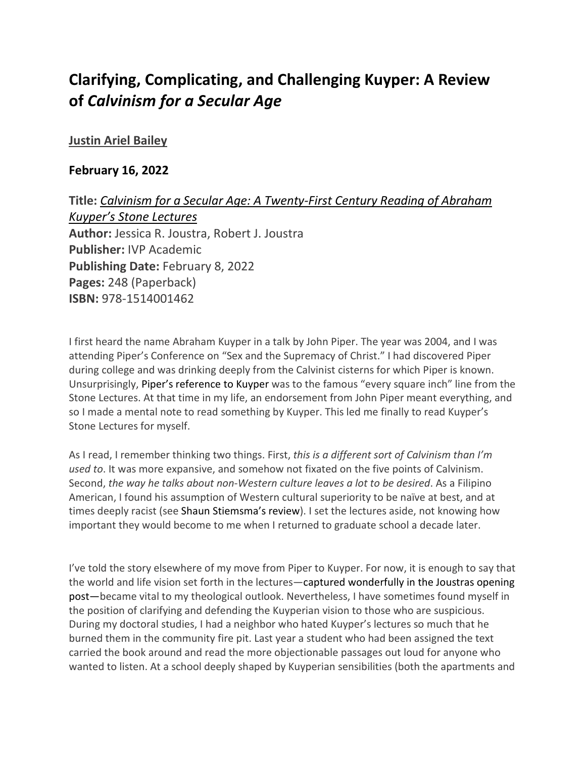# Clarifying, Complicating, and Challenging Kuyper: A Review of *Calvinism for a Secular Age*

**Justin Ariel Bailey**

**February 16, 2022**

**Title:** *Calvinism for a Secular Age: A Twenty-First Century Reading of Abraham Kuyper's Stone Lectures*
**Author:** Jessica R. Joustra, Robert J. Joustra
**Publisher:** IVP Academic
**Publishing Date:** February 8, 2022
**Pages:** 248 (Paperback)
**ISBN:** 978-1514001462

I first heard the name Abraham Kuyper in a talk by John Piper. The year was 2004, and I was attending Piper's Conference on "Sex and the Supremacy of Christ." I had discovered Piper during college and was drinking deeply from the Calvinist cisterns for which Piper is known. Unsurprisingly, Piper's reference to Kuyper was to the famous "every square inch" line from the Stone Lectures. At that time in my life, an endorsement from John Piper meant everything, and so I made a mental note to read something by Kuyper. This led me finally to read Kuyper's Stone Lectures for myself.

As I read, I remember thinking two things. First, *this is a different sort of Calvinism than I'm used to*. It was more expansive, and somehow not fixated on the five points of Calvinism. Second, *the way he talks about non-Western culture leaves a lot to be desired*. As a Filipino American, I found his assumption of Western cultural superiority to be naïve at best, and at times deeply racist (see Shaun Stiemsma's review). I set the lectures aside, not knowing how important they would become to me when I returned to graduate school a decade later.

I've told the story elsewhere of my move from Piper to Kuyper. For now, it is enough to say that the world and life vision set forth in the lectures—captured wonderfully in the Joustras opening post—became vital to my theological outlook. Nevertheless, I have sometimes found myself in the position of clarifying and defending the Kuyperian vision to those who are suspicious. During my doctoral studies, I had a neighbor who hated Kuyper's lectures so much that he burned them in the community fire pit. Last year a student who had been assigned the text carried the book around and read the more objectionable passages out loud for anyone who wanted to listen. At a school deeply shaped by Kuyperian sensibilities (both the apartments and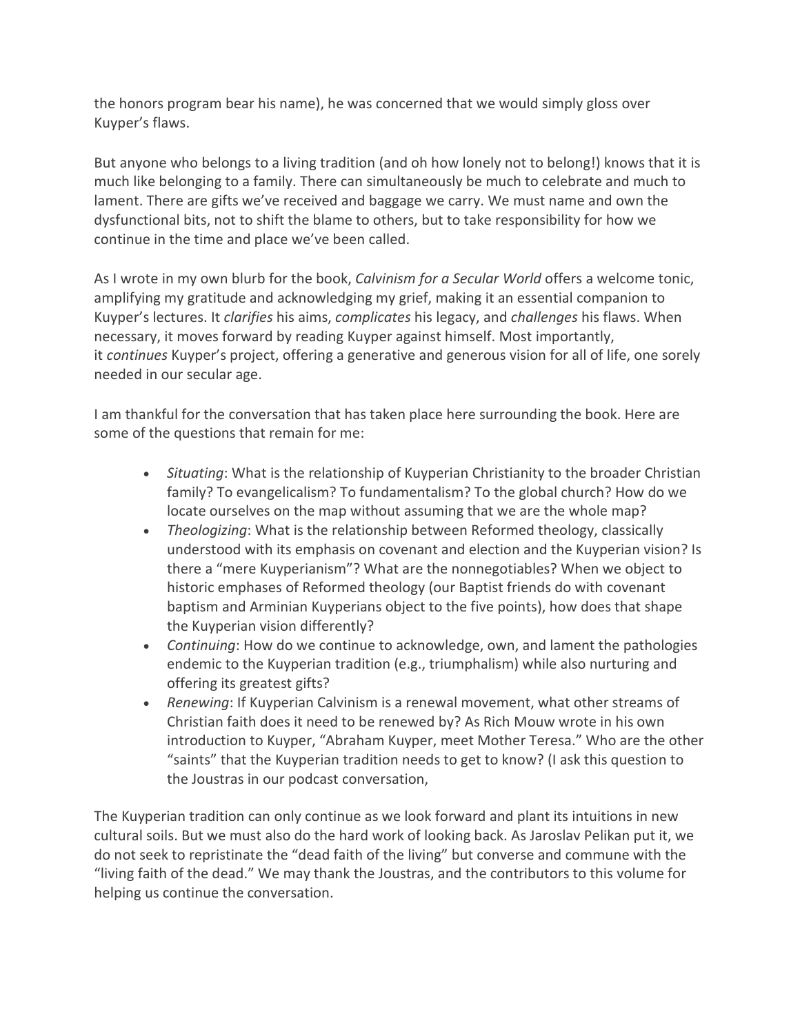the honors program bear his name), he was concerned that we would simply gloss over Kuyper's flaws.

But anyone who belongs to a living tradition (and oh how lonely not to belong!) knows that it is much like belonging to a family. There can simultaneously be much to celebrate and much to lament. There are gifts we've received and baggage we carry. We must name and own the dysfunctional bits, not to shift the blame to others, but to take responsibility for how we continue in the time and place we've been called.

As I wrote in my own blurb for the book, *Calvinism for a Secular World* offers a welcome tonic, amplifying my gratitude and acknowledging my grief, making it an essential companion to Kuyper's lectures. It *clarifies* his aims, *complicates* his legacy, and *challenges* his flaws. When necessary, it moves forward by reading Kuyper against himself. Most importantly, it *continues* Kuyper's project, offering a generative and generous vision for all of life, one sorely needed in our secular age.

I am thankful for the conversation that has taken place here surrounding the book. Here are some of the questions that remain for me:

- *Situating*: What is the relationship of Kuyperian Christianity to the broader Christian family? To evangelicalism? To fundamentalism? To the global church? How do we locate ourselves on the map without assuming that we are the whole map?
- *Theologizing*: What is the relationship between Reformed theology, classically understood with its emphasis on covenant and election and the Kuyperian vision? Is there a "mere Kuyperianism"? What are the nonnegotiables? When we object to historic emphases of Reformed theology (our Baptist friends do with covenant baptism and Arminian Kuyperians object to the five points), how does that shape the Kuyperian vision differently?
- *Continuing*: How do we continue to acknowledge, own, and lament the pathologies endemic to the Kuyperian tradition (e.g., triumphalism) while also nurturing and offering its greatest gifts?
- *Renewing*: If Kuyperian Calvinism is a renewal movement, what other streams of Christian faith does it need to be renewed by? As Rich Mouw wrote in his own introduction to Kuyper, "Abraham Kuyper, meet Mother Teresa." Who are the other "saints" that the Kuyperian tradition needs to get to know? (I ask this question to the Joustras in our podcast conversation,

The Kuyperian tradition can only continue as we look forward and plant its intuitions in new cultural soils. But we must also do the hard work of looking back. As Jaroslav Pelikan put it, we do not seek to repristinate the "dead faith of the living" but converse and commune with the "living faith of the dead." We may thank the Joustras, and the contributors to this volume for helping us continue the conversation.